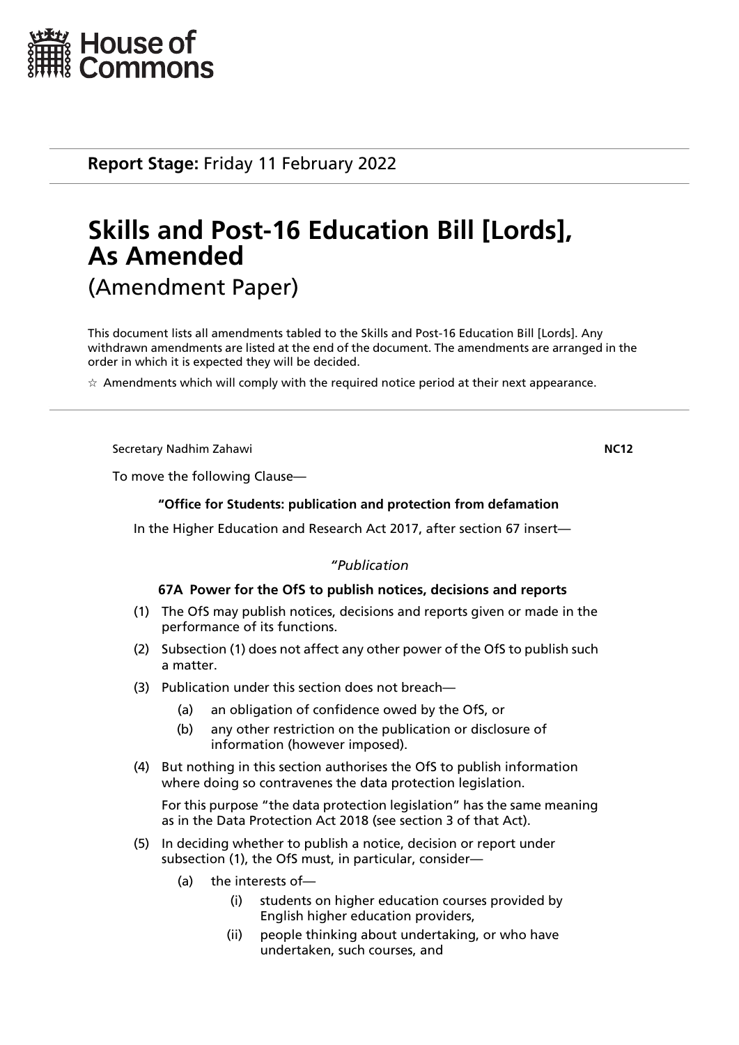House of Commons

**Report Stage:** Friday 11 February 2022

# Skills and Post-16 Education Bill [Lords], As Amended

## (Amendment Paper)

This document lists all amendments tabled to the Skills and Post-16 Education Bill [Lords]. Any withdrawn amendments are listed at the end of the document. The amendments are arranged in the order in which it is expected they will be decided.

☆ Amendments which will comply with the required notice period at their next appearance.

---

Secretary Nadhim Zahawi **NC12**

To move the following Clause—

**"Office for Students: publication and protection from defamation**

In the Higher Education and Research Act 2017, after section 67 insert—

*"Publication*

**67A Power for the OfS to publish notices, decisions and reports**

(1) The OfS may publish notices, decisions and reports given or made in the performance of its functions.

(2) Subsection (1) does not affect any other power of the OfS to publish such a matter.

(3) Publication under this section does not breach—

  (a) an obligation of confidence owed by the OfS, or

  (b) any other restriction on the publication or disclosure of information (however imposed).

(4) But nothing in this section authorises the OfS to publish information where doing so contravenes the data protection legislation.

For this purpose "the data protection legislation" has the same meaning as in the Data Protection Act 2018 (see section 3 of that Act).

(5) In deciding whether to publish a notice, decision or report under subsection (1), the OfS must, in particular, consider—

  (a) the interests of—

    (i) students on higher education courses provided by English higher education providers,

    (ii) people thinking about undertaking, or who have undertaken, such courses, and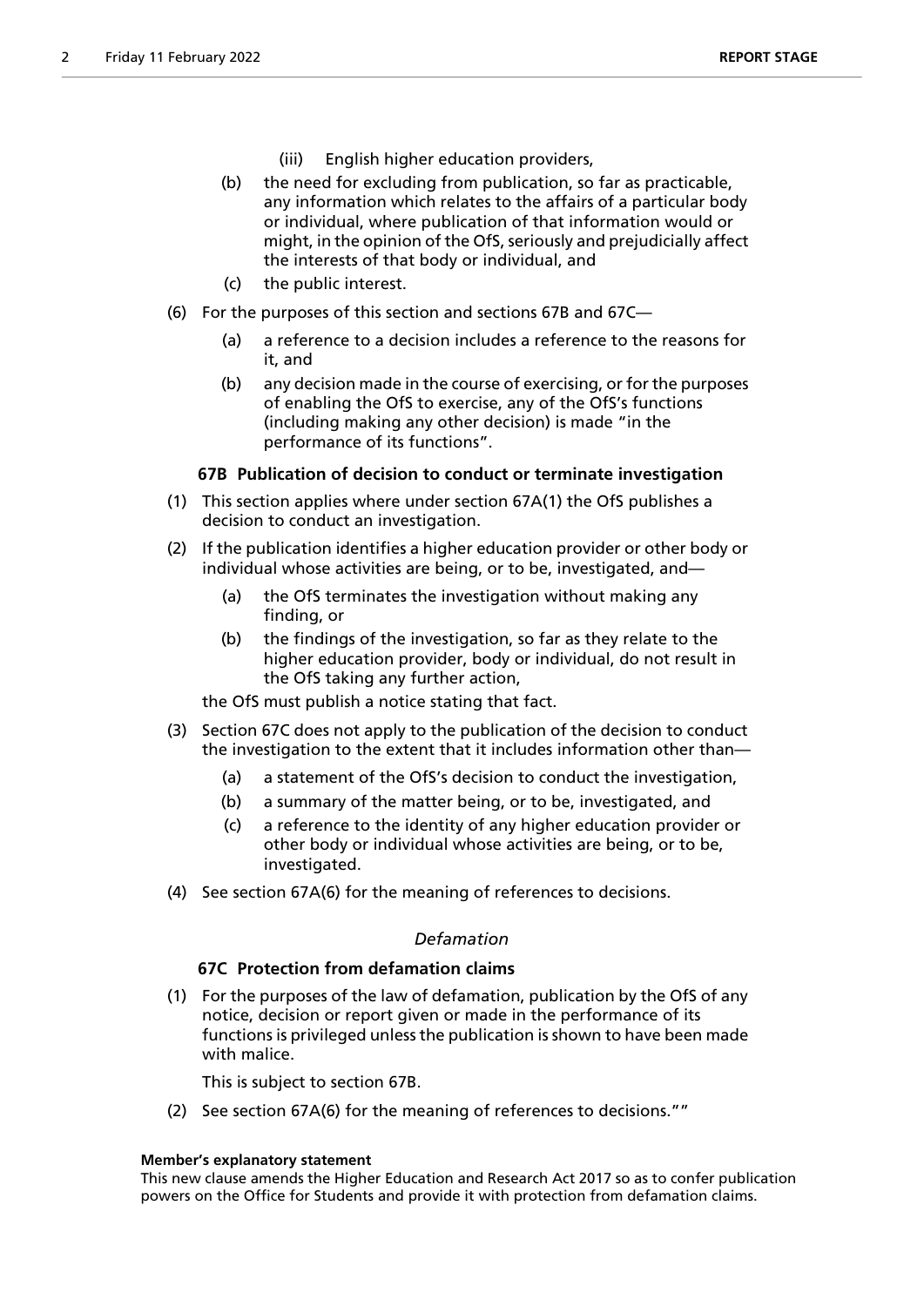(iii) English higher education providers,

(b) the need for excluding from publication, so far as practicable, any information which relates to the affairs of a particular body or individual, where publication of that information would or might, in the opinion of the OfS, seriously and prejudicially affect the interests of that body or individual, and

(c) the public interest.

(6) For the purposes of this section and sections 67B and 67C—

(a) a reference to a decision includes a reference to the reasons for it, and

(b) any decision made in the course of exercising, or for the purposes of enabling the OfS to exercise, any of the OfS's functions (including making any other decision) is made "in the performance of its functions".

**67B Publication of decision to conduct or terminate investigation**

(1) This section applies where under section 67A(1) the OfS publishes a decision to conduct an investigation.

(2) If the publication identifies a higher education provider or other body or individual whose activities are being, or to be, investigated, and—

(a) the OfS terminates the investigation without making any finding, or

(b) the findings of the investigation, so far as they relate to the higher education provider, body or individual, do not result in the OfS taking any further action,

the OfS must publish a notice stating that fact.

(3) Section 67C does not apply to the publication of the decision to conduct the investigation to the extent that it includes information other than—

(a) a statement of the OfS's decision to conduct the investigation,

(b) a summary of the matter being, or to be, investigated, and

(c) a reference to the identity of any higher education provider or other body or individual whose activities are being, or to be, investigated.

(4) See section 67A(6) for the meaning of references to decisions.

*Defamation*

**67C Protection from defamation claims**

(1) For the purposes of the law of defamation, publication by the OfS of any notice, decision or report given or made in the performance of its functions is privileged unless the publication is shown to have been made with malice.

This is subject to section 67B.

(2) See section 67A(6) for the meaning of references to decisions.""

**Member's explanatory statement**

This new clause amends the Higher Education and Research Act 2017 so as to confer publication powers on the Office for Students and provide it with protection from defamation claims.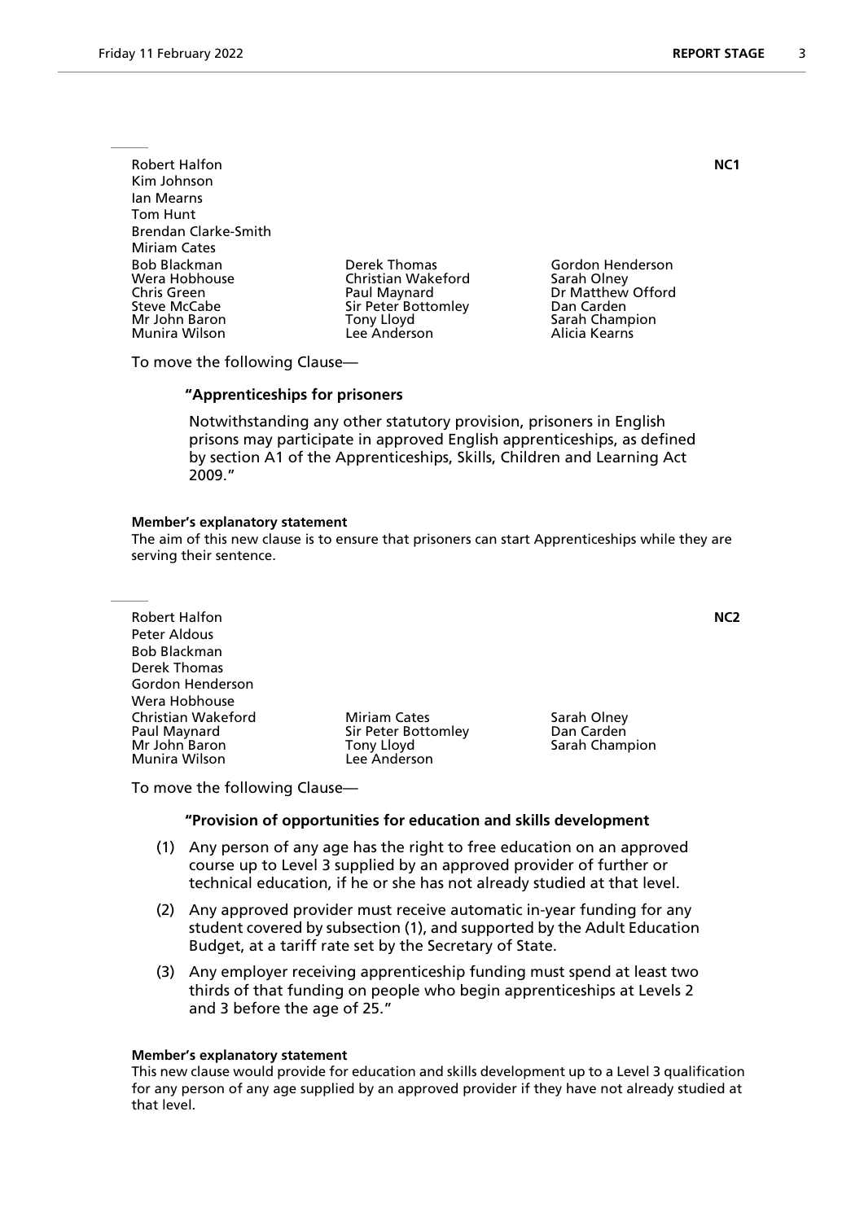Robert Halfon
Kim Johnson
Ian Mearns
Tom Hunt
Brendan Clarke-Smith
Miriam Cates
Bob Blackman
Wera Hobhouse
Chris Green
Steve McCabe
Mr John Baron
Munira Wilson
Derek Thomas
Christian Wakeford
Paul Maynard
Sir Peter Bottomley
Tony Lloyd
Lee Anderson
Gordon Henderson
Sarah Olney
Dr Matthew Offord
Dan Carden
Sarah Champion
Alicia Kearns

**NC1**

To move the following Clause—

**"Apprenticeships for prisoners**

Notwithstanding any other statutory provision, prisoners in English prisons may participate in approved English apprenticeships, as defined by section A1 of the Apprenticeships, Skills, Children and Learning Act 2009."

**Member's explanatory statement**

The aim of this new clause is to ensure that prisoners can start Apprenticeships while they are serving their sentence.

---

Robert Halfon
Peter Aldous
Bob Blackman
Derek Thomas
Gordon Henderson
Wera Hobhouse
Christian Wakeford
Paul Maynard
Mr John Baron
Munira Wilson
Miriam Cates
Sir Peter Bottomley
Tony Lloyd
Lee Anderson
Sarah Olney
Dan Carden
Sarah Champion

**NC2**

To move the following Clause—

**"Provision of opportunities for education and skills development**

(1) Any person of any age has the right to free education on an approved course up to Level 3 supplied by an approved provider of further or technical education, if he or she has not already studied at that level.

(2) Any approved provider must receive automatic in-year funding for any student covered by subsection (1), and supported by the Adult Education Budget, at a tariff rate set by the Secretary of State.

(3) Any employer receiving apprenticeship funding must spend at least two thirds of that funding on people who begin apprenticeships at Levels 2 and 3 before the age of 25."

**Member's explanatory statement**

This new clause would provide for education and skills development up to a Level 3 qualification for any person of any age supplied by an approved provider if they have not already studied at that level.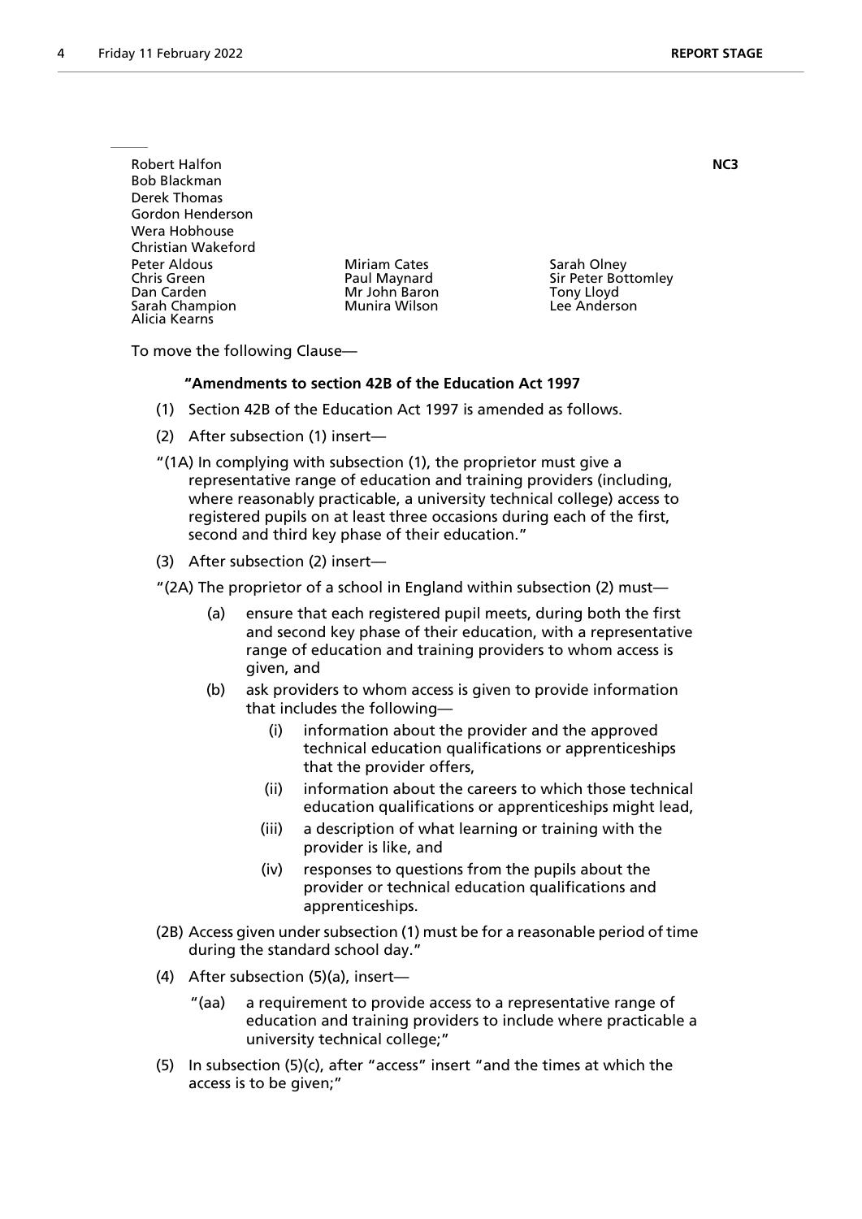Robert Halfon
Bob Blackman
Derek Thomas
Gordon Henderson
Wera Hobhouse
Christian Wakeford
Peter Aldous
Chris Green
Dan Carden
Sarah Champion
Alicia Kearns
Miriam Cates
Paul Maynard
Mr John Baron
Munira Wilson
Sarah Olney
Sir Peter Bottomley
Tony Lloyd
Lee Anderson

**NC3**

To move the following Clause—

**"Amendments to section 42B of the Education Act 1997**

(1) Section 42B of the Education Act 1997 is amended as follows.

(2) After subsection (1) insert—

"(1A) In complying with subsection (1), the proprietor must give a representative range of education and training providers (including, where reasonably practicable, a university technical college) access to registered pupils on at least three occasions during each of the first, second and third key phase of their education."

(3) After subsection (2) insert—

"(2A) The proprietor of a school in England within subsection (2) must—

(a) ensure that each registered pupil meets, during both the first and second key phase of their education, with a representative range of education and training providers to whom access is given, and

(b) ask providers to whom access is given to provide information that includes the following—

(i) information about the provider and the approved technical education qualifications or apprenticeships that the provider offers,

(ii) information about the careers to which those technical education qualifications or apprenticeships might lead,

(iii) a description of what learning or training with the provider is like, and

(iv) responses to questions from the pupils about the provider or technical education qualifications and apprenticeships.

(2B) Access given under subsection (1) must be for a reasonable period of time during the standard school day."

(4) After subsection (5)(a), insert—

"(aa) a requirement to provide access to a representative range of education and training providers to include where practicable a university technical college;"

(5) In subsection (5)(c), after "access" insert "and the times at which the access is to be given;"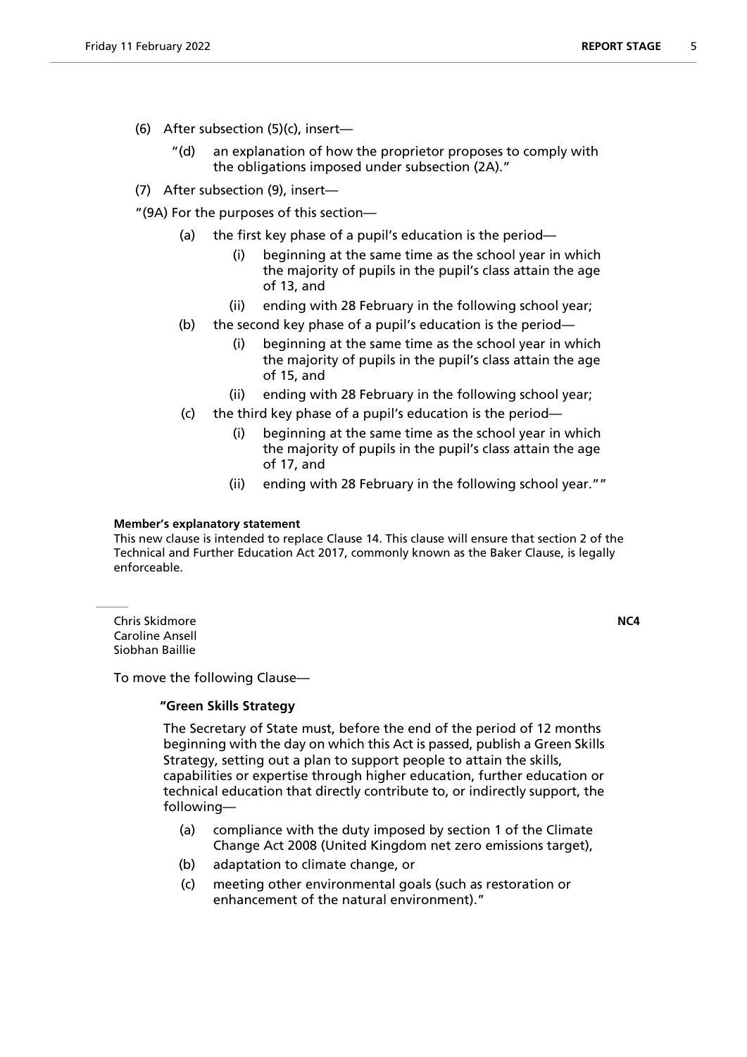(6) After subsection (5)(c), insert—

"(d) an explanation of how the proprietor proposes to comply with the obligations imposed under subsection (2A)."

(7) After subsection (9), insert—

"(9A) For the purposes of this section—

(a) the first key phase of a pupil's education is the period—

(i) beginning at the same time as the school year in which the majority of pupils in the pupil's class attain the age of 13, and

(ii) ending with 28 February in the following school year;

(b) the second key phase of a pupil's education is the period—

(i) beginning at the same time as the school year in which the majority of pupils in the pupil's class attain the age of 15, and

(ii) ending with 28 February in the following school year;

(c) the third key phase of a pupil's education is the period—

(i) beginning at the same time as the school year in which the majority of pupils in the pupil's class attain the age of 17, and

(ii) ending with 28 February in the following school year.""

**Member's explanatory statement**

This new clause is intended to replace Clause 14. This clause will ensure that section 2 of the Technical and Further Education Act 2017, commonly known as the Baker Clause, is legally enforceable.

---

Chris Skidmore
Caroline Ansell
Siobhan Baillie

**NC4**

To move the following Clause—

**"Green Skills Strategy**

The Secretary of State must, before the end of the period of 12 months beginning with the day on which this Act is passed, publish a Green Skills Strategy, setting out a plan to support people to attain the skills, capabilities or expertise through higher education, further education or technical education that directly contribute to, or indirectly support, the following—

(a) compliance with the duty imposed by section 1 of the Climate Change Act 2008 (United Kingdom net zero emissions target),

(b) adaptation to climate change, or

(c) meeting other environmental goals (such as restoration or enhancement of the natural environment)."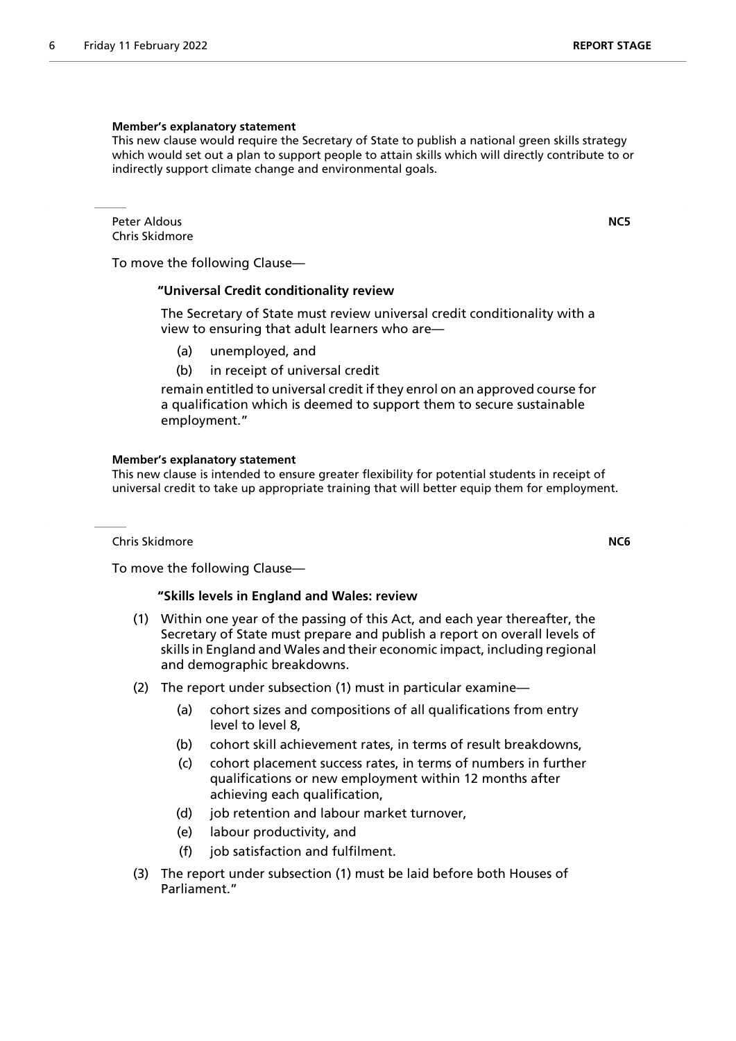**Member's explanatory statement**

This new clause would require the Secretary of State to publish a national green skills strategy which would set out a plan to support people to attain skills which will directly contribute to or indirectly support climate change and environmental goals.

---

Peter Aldous
Chris Skidmore

**NC5**

To move the following Clause—

**"Universal Credit conditionality review**

The Secretary of State must review universal credit conditionality with a view to ensuring that adult learners who are—

(a) unemployed, and

(b) in receipt of universal credit

remain entitled to universal credit if they enrol on an approved course for a qualification which is deemed to support them to secure sustainable employment."

**Member's explanatory statement**

This new clause is intended to ensure greater flexibility for potential students in receipt of universal credit to take up appropriate training that will better equip them for employment.

---

Chris Skidmore

**NC6**

To move the following Clause—

**"Skills levels in England and Wales: review**

(1) Within one year of the passing of this Act, and each year thereafter, the Secretary of State must prepare and publish a report on overall levels of skills in England and Wales and their economic impact, including regional and demographic breakdowns.

(2) The report under subsection (1) must in particular examine—

(a) cohort sizes and compositions of all qualifications from entry level to level 8,

(b) cohort skill achievement rates, in terms of result breakdowns,

(c) cohort placement success rates, in terms of numbers in further qualifications or new employment within 12 months after achieving each qualification,

(d) job retention and labour market turnover,

(e) labour productivity, and

(f) job satisfaction and fulfilment.

(3) The report under subsection (1) must be laid before both Houses of Parliament."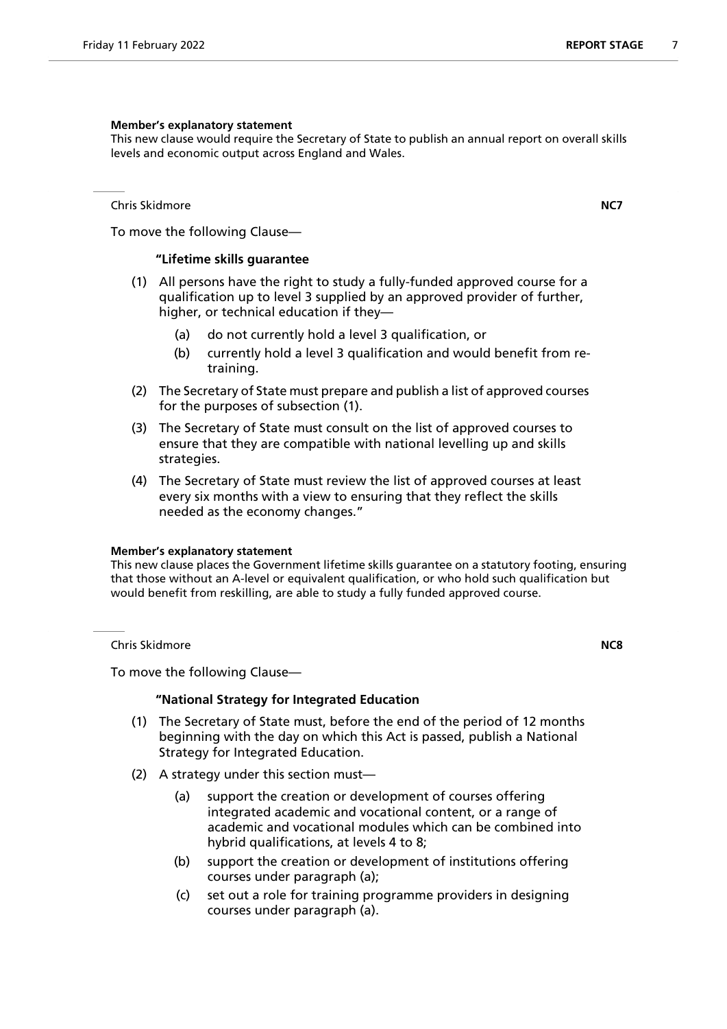**Member's explanatory statement**

This new clause would require the Secretary of State to publish an annual report on overall skills levels and economic output across England and Wales.

Chris Skidmore **NC7**

To move the following Clause—

**"Lifetime skills guarantee**

(1) All persons have the right to study a fully-funded approved course for a qualification up to level 3 supplied by an approved provider of further, higher, or technical education if they—

(a) do not currently hold a level 3 qualification, or

(b) currently hold a level 3 qualification and would benefit from re-training.

(2) The Secretary of State must prepare and publish a list of approved courses for the purposes of subsection (1).

(3) The Secretary of State must consult on the list of approved courses to ensure that they are compatible with national levelling up and skills strategies.

(4) The Secretary of State must review the list of approved courses at least every six months with a view to ensuring that they reflect the skills needed as the economy changes."

**Member's explanatory statement**

This new clause places the Government lifetime skills guarantee on a statutory footing, ensuring that those without an A-level or equivalent qualification, or who hold such qualification but would benefit from reskilling, are able to study a fully funded approved course.

Chris Skidmore **NC8**

To move the following Clause—

**"National Strategy for Integrated Education**

(1) The Secretary of State must, before the end of the period of 12 months beginning with the day on which this Act is passed, publish a National Strategy for Integrated Education.

(2) A strategy under this section must—

(a) support the creation or development of courses offering integrated academic and vocational content, or a range of academic and vocational modules which can be combined into hybrid qualifications, at levels 4 to 8;

(b) support the creation or development of institutions offering courses under paragraph (a);

(c) set out a role for training programme providers in designing courses under paragraph (a).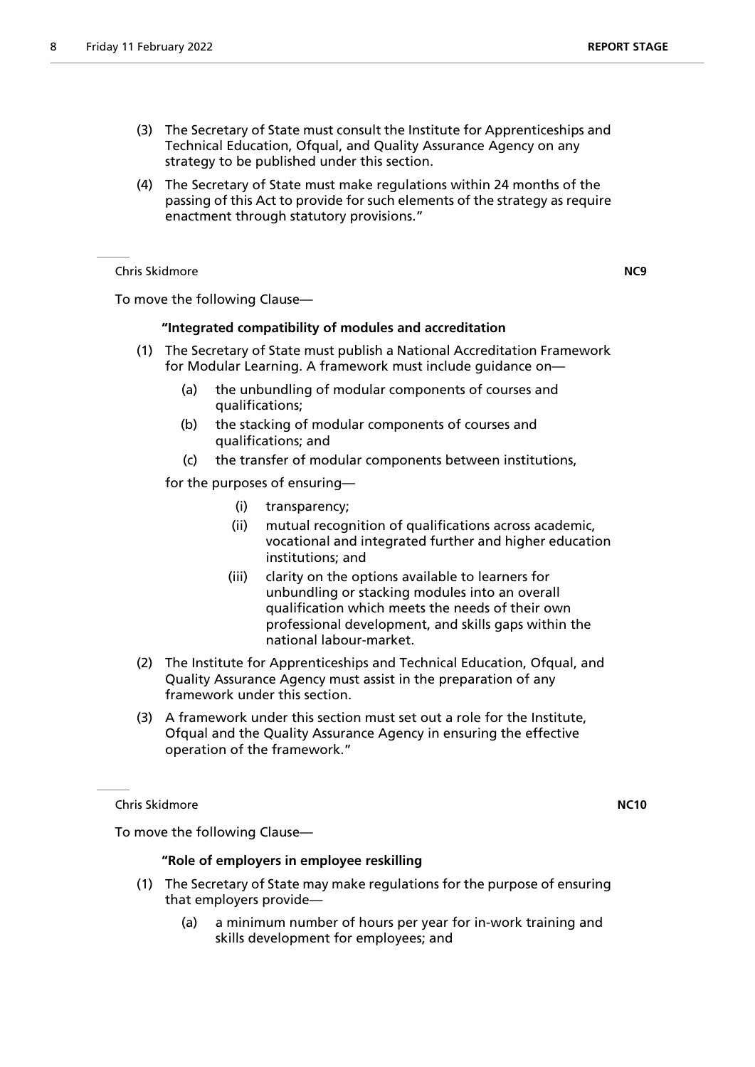(3) The Secretary of State must consult the Institute for Apprenticeships and Technical Education, Ofqual, and Quality Assurance Agency on any strategy to be published under this section.

(4) The Secretary of State must make regulations within 24 months of the passing of this Act to provide for such elements of the strategy as require enactment through statutory provisions."

Chris Skidmore **NC9**

To move the following Clause—

**"Integrated compatibility of modules and accreditation**

(1) The Secretary of State must publish a National Accreditation Framework for Modular Learning. A framework must include guidance on—

   (a) the unbundling of modular components of courses and qualifications;

   (b) the stacking of modular components of courses and qualifications; and

   (c) the transfer of modular components between institutions,

   for the purposes of ensuring—

      (i) transparency;

      (ii) mutual recognition of qualifications across academic, vocational and integrated further and higher education institutions; and

      (iii) clarity on the options available to learners for unbundling or stacking modules into an overall qualification which meets the needs of their own professional development, and skills gaps within the national labour-market.

(2) The Institute for Apprenticeships and Technical Education, Ofqual, and Quality Assurance Agency must assist in the preparation of any framework under this section.

(3) A framework under this section must set out a role for the Institute, Ofqual and the Quality Assurance Agency in ensuring the effective operation of the framework."

Chris Skidmore **NC10**

To move the following Clause—

**"Role of employers in employee reskilling**

(1) The Secretary of State may make regulations for the purpose of ensuring that employers provide—

   (a) a minimum number of hours per year for in-work training and skills development for employees; and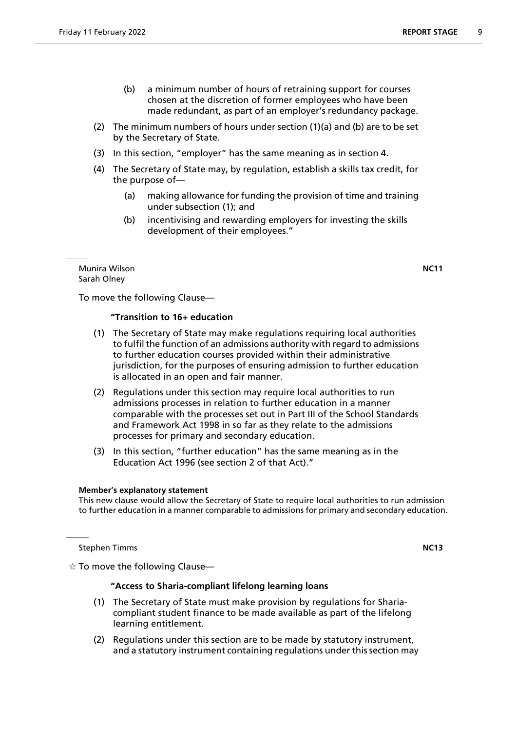(b) a minimum number of hours of retraining support for courses chosen at the discretion of former employees who have been made redundant, as part of an employer's redundancy package.

(2) The minimum numbers of hours under section (1)(a) and (b) are to be set by the Secretary of State.

(3) In this section, "employer" has the same meaning as in section 4.

(4) The Secretary of State may, by regulation, establish a skills tax credit, for the purpose of—

(a) making allowance for funding the provision of time and training under subsection (1); and

(b) incentivising and rewarding employers for investing the skills development of their employees."

---

Munira Wilson
Sarah Olney

**NC11**

To move the following Clause—

**"Transition to 16+ education**

(1) The Secretary of State may make regulations requiring local authorities to fulfil the function of an admissions authority with regard to admissions to further education courses provided within their administrative jurisdiction, for the purposes of ensuring admission to further education is allocated in an open and fair manner.

(2) Regulations under this section may require local authorities to run admissions processes in relation to further education in a manner comparable with the processes set out in Part III of the School Standards and Framework Act 1998 in so far as they relate to the admissions processes for primary and secondary education.

(3) In this section, "further education" has the same meaning as in the Education Act 1996 (see section 2 of that Act)."

**Member's explanatory statement**

This new clause would allow the Secretary of State to require local authorities to run admission to further education in a manner comparable to admissions for primary and secondary education.

---

Stephen Timms

**NC13**

☆ To move the following Clause—

**"Access to Sharia-compliant lifelong learning loans**

(1) The Secretary of State must make provision by regulations for Sharia-compliant student finance to be made available as part of the lifelong learning entitlement.

(2) Regulations under this section are to be made by statutory instrument, and a statutory instrument containing regulations under this section may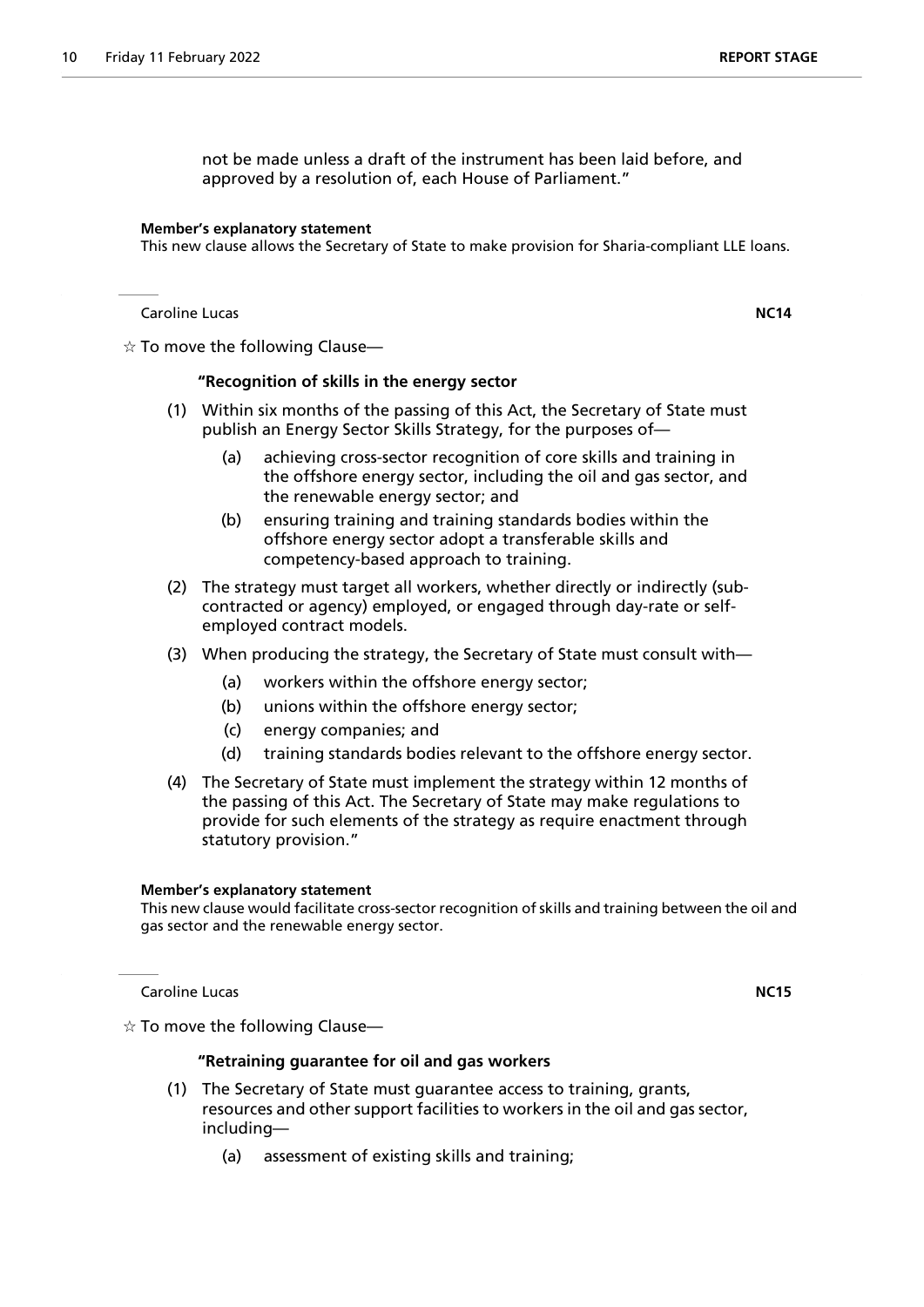not be made unless a draft of the instrument has been laid before, and approved by a resolution of, each House of Parliament."

**Member's explanatory statement**
This new clause allows the Secretary of State to make provision for Sharia-compliant LLE loans.

Caroline Lucas **NC14**

☆ To move the following Clause—

**"Recognition of skills in the energy sector**

(1) Within six months of the passing of this Act, the Secretary of State must publish an Energy Sector Skills Strategy, for the purposes of—

(a) achieving cross-sector recognition of core skills and training in the offshore energy sector, including the oil and gas sector, and the renewable energy sector; and

(b) ensuring training and training standards bodies within the offshore energy sector adopt a transferable skills and competency-based approach to training.

(2) The strategy must target all workers, whether directly or indirectly (sub-contracted or agency) employed, or engaged through day-rate or self-employed contract models.

(3) When producing the strategy, the Secretary of State must consult with—

(a) workers within the offshore energy sector;

(b) unions within the offshore energy sector;

(c) energy companies; and

(d) training standards bodies relevant to the offshore energy sector.

(4) The Secretary of State must implement the strategy within 12 months of the passing of this Act. The Secretary of State may make regulations to provide for such elements of the strategy as require enactment through statutory provision."

**Member's explanatory statement**
This new clause would facilitate cross-sector recognition of skills and training between the oil and gas sector and the renewable energy sector.

Caroline Lucas **NC15**

☆ To move the following Clause—

**"Retraining guarantee for oil and gas workers**

(1) The Secretary of State must guarantee access to training, grants, resources and other support facilities to workers in the oil and gas sector, including—

(a) assessment of existing skills and training;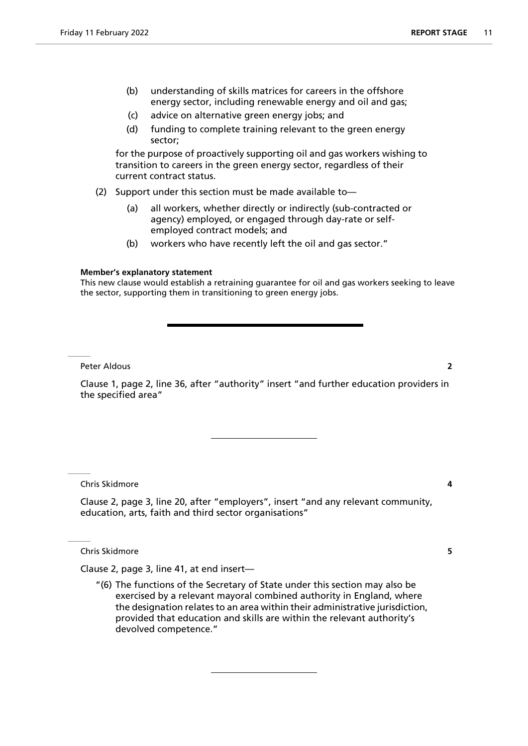(b) understanding of skills matrices for careers in the offshore energy sector, including renewable energy and oil and gas;

(c) advice on alternative green energy jobs; and

(d) funding to complete training relevant to the green energy sector;

for the purpose of proactively supporting oil and gas workers wishing to transition to careers in the green energy sector, regardless of their current contract status.

(2) Support under this section must be made available to—

(a) all workers, whether directly or indirectly (sub-contracted or agency) employed, or engaged through day-rate or self-employed contract models; and

(b) workers who have recently left the oil and gas sector."

**Member's explanatory statement**

This new clause would establish a retraining guarantee for oil and gas workers seeking to leave the sector, supporting them in transitioning to green energy jobs.

---

Peter Aldous **2**

Clause 1, page 2, line 36, after "authority" insert "and further education providers in the specified area"

---

Chris Skidmore **4**

Clause 2, page 3, line 20, after "employers", insert "and any relevant community, education, arts, faith and third sector organisations"

Chris Skidmore **5**

Clause 2, page 3, line 41, at end insert—

"(6) The functions of the Secretary of State under this section may also be exercised by a relevant mayoral combined authority in England, where the designation relates to an area within their administrative jurisdiction, provided that education and skills are within the relevant authority's devolved competence."

---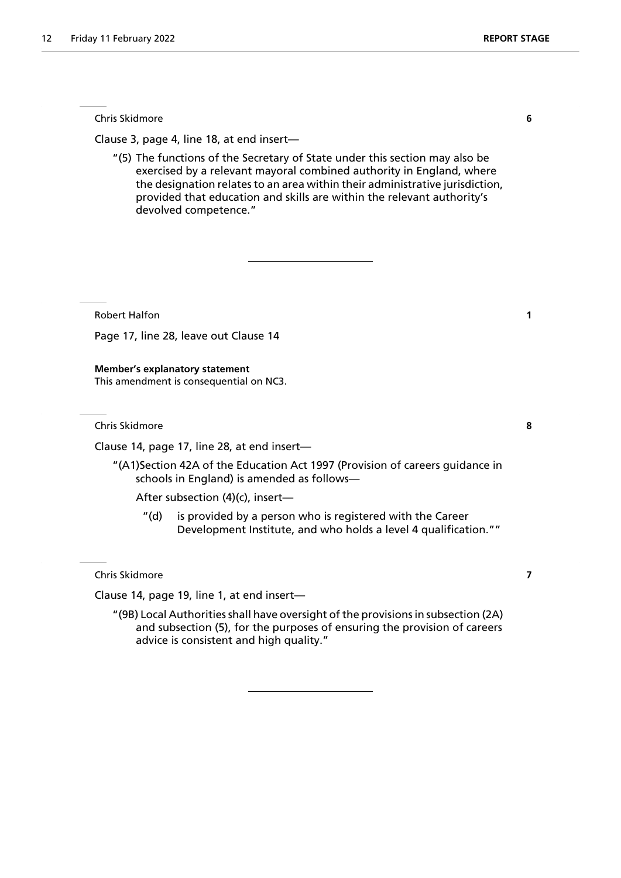Chris Skidmore **6**

Clause 3, page 4, line 18, at end insert—

"(5) The functions of the Secretary of State under this section may also be exercised by a relevant mayoral combined authority in England, where the designation relates to an area within their administrative jurisdiction, provided that education and skills are within the relevant authority's devolved competence."

---

Robert Halfon **1**

Page 17, line 28, leave out Clause 14

**Member's explanatory statement**
This amendment is consequential on NC3.

Chris Skidmore **8**

Clause 14, page 17, line 28, at end insert—

"(A1)Section 42A of the Education Act 1997 (Provision of careers guidance in schools in England) is amended as follows—

After subsection (4)(c), insert—

"(d) is provided by a person who is registered with the Career Development Institute, and who holds a level 4 qualification.""

Chris Skidmore **7**

Clause 14, page 19, line 1, at end insert—

"(9B) Local Authorities shall have oversight of the provisions in subsection (2A) and subsection (5), for the purposes of ensuring the provision of careers advice is consistent and high quality."

---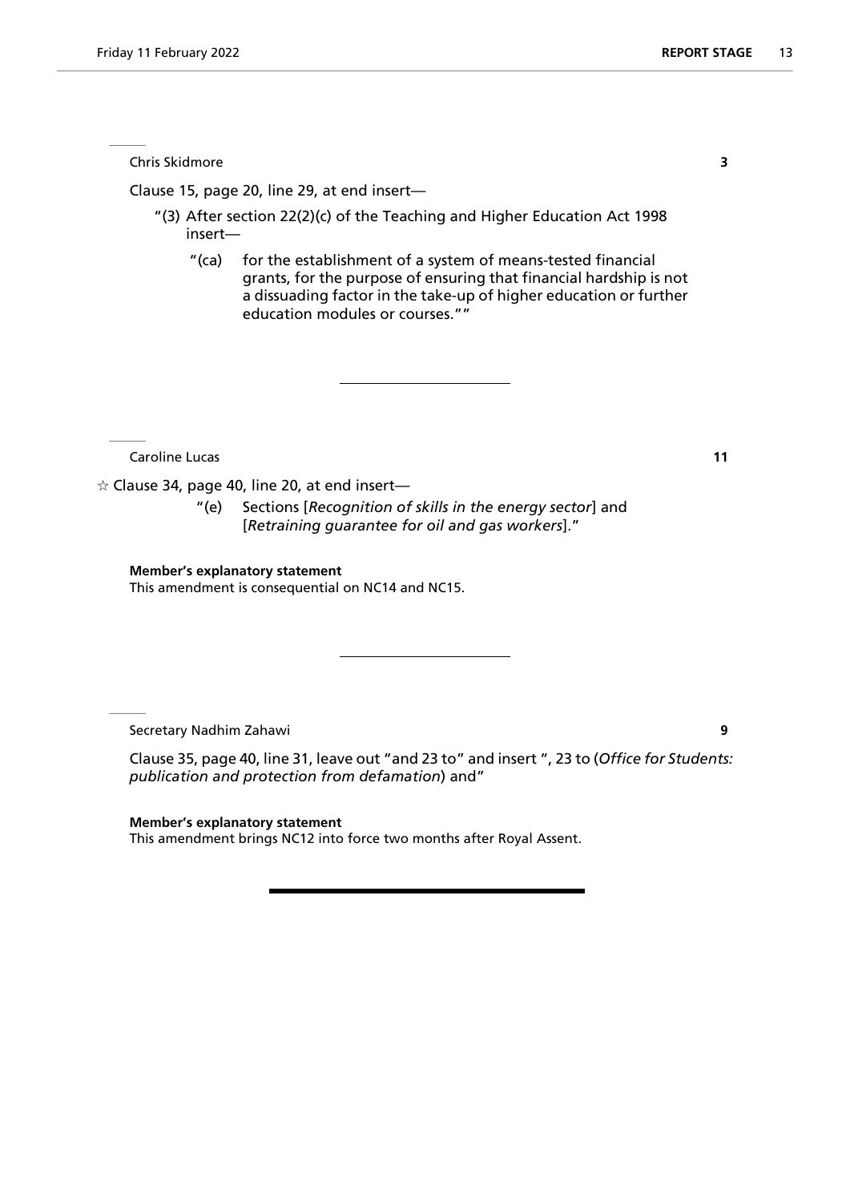Chris Skidmore **3**

Clause 15, page 20, line 29, at end insert—

"(3) After section 22(2)(c) of the Teaching and Higher Education Act 1998 insert—

"(ca) for the establishment of a system of means-tested financial grants, for the purpose of ensuring that financial hardship is not a dissuading factor in the take-up of higher education or further education modules or courses.""

---

Caroline Lucas **11**

☆ Clause 34, page 40, line 20, at end insert—

"(e) Sections [*Recognition of skills in the energy sector*] and [*Retraining guarantee for oil and gas workers*]."

**Member's explanatory statement**
This amendment is consequential on NC14 and NC15.

---

Secretary Nadhim Zahawi **9**

Clause 35, page 40, line 31, leave out "and 23 to" and insert ", 23 to (*Office for Students: publication and protection from defamation*) and"

**Member's explanatory statement**
This amendment brings NC12 into force two months after Royal Assent.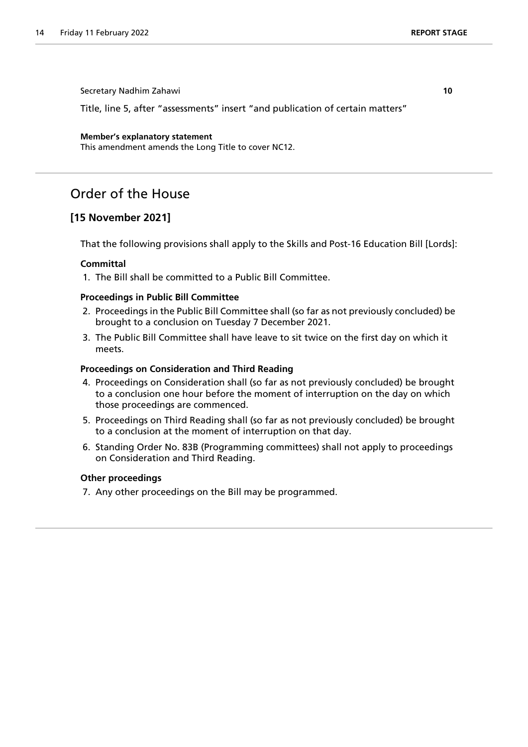Secretary Nadhim Zahawi **10**

Title, line 5, after "assessments" insert "and publication of certain matters"

**Member's explanatory statement**
This amendment amends the Long Title to cover NC12.

# Order of the House

## [15 November 2021]

That the following provisions shall apply to the Skills and Post-16 Education Bill [Lords]:

**Committal**

1. The Bill shall be committed to a Public Bill Committee.

**Proceedings in Public Bill Committee**

2. Proceedings in the Public Bill Committee shall (so far as not previously concluded) be brought to a conclusion on Tuesday 7 December 2021.
3. The Public Bill Committee shall have leave to sit twice on the first day on which it meets.

**Proceedings on Consideration and Third Reading**

4. Proceedings on Consideration shall (so far as not previously concluded) be brought to a conclusion one hour before the moment of interruption on the day on which those proceedings are commenced.
5. Proceedings on Third Reading shall (so far as not previously concluded) be brought to a conclusion at the moment of interruption on that day.
6. Standing Order No. 83B (Programming committees) shall not apply to proceedings on Consideration and Third Reading.

**Other proceedings**

7. Any other proceedings on the Bill may be programmed.